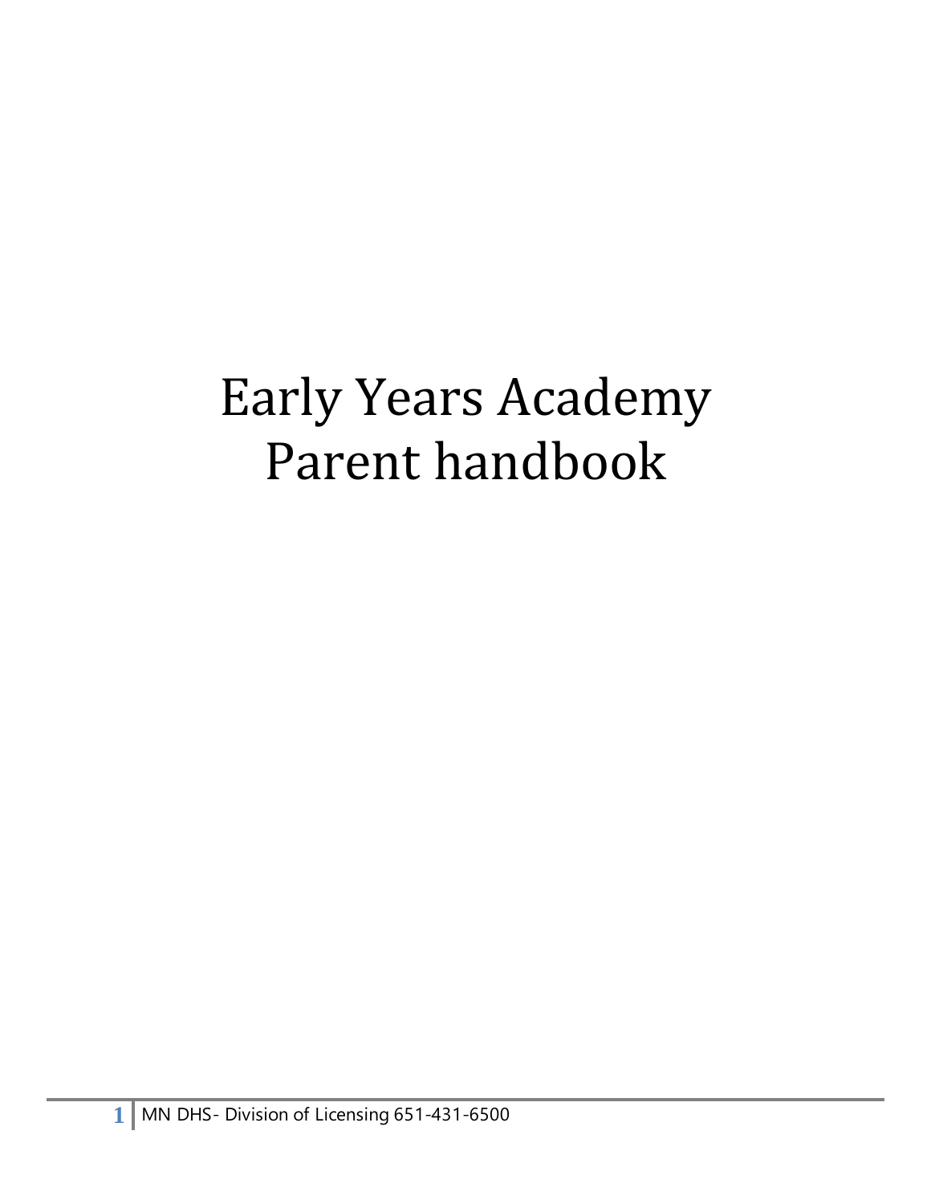# Early Years Academy Parent handbook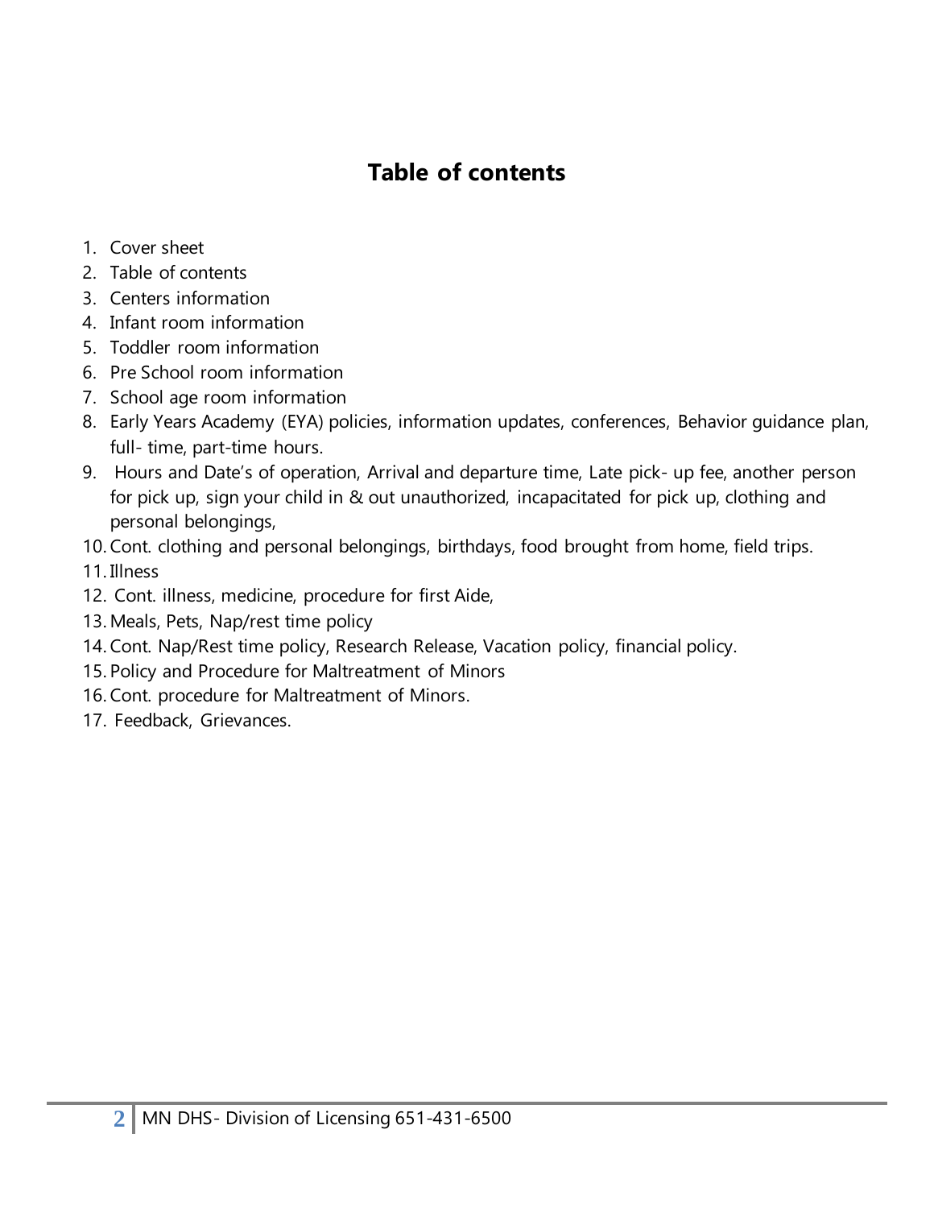# Table of contents

1. Cover sheet
2. Table of contents
3. Centers information
4. Infant room information
5. Toddler room information
6. Pre School room information
7. School age room information
8. Early Years Academy (EYA) policies, information updates, conferences, Behavior guidance plan, full- time, part-time hours.
9. Hours and Date's of operation, Arrival and departure time, Late pick- up fee, another person for pick up, sign your child in & out unauthorized, incapacitated for pick up, clothing and personal belongings,
10. Cont. clothing and personal belongings, birthdays, food brought from home, field trips.
11. Illness
12. Cont. illness, medicine, procedure for first Aide,
13. Meals, Pets, Nap/rest time policy
14. Cont. Nap/Rest time policy, Research Release, Vacation policy, financial policy.
15. Policy and Procedure for Maltreatment of Minors
16. Cont. procedure for Maltreatment of Minors.
17. Feedback, Grievances.

MN DHS- Division of Licensing 651-431-6500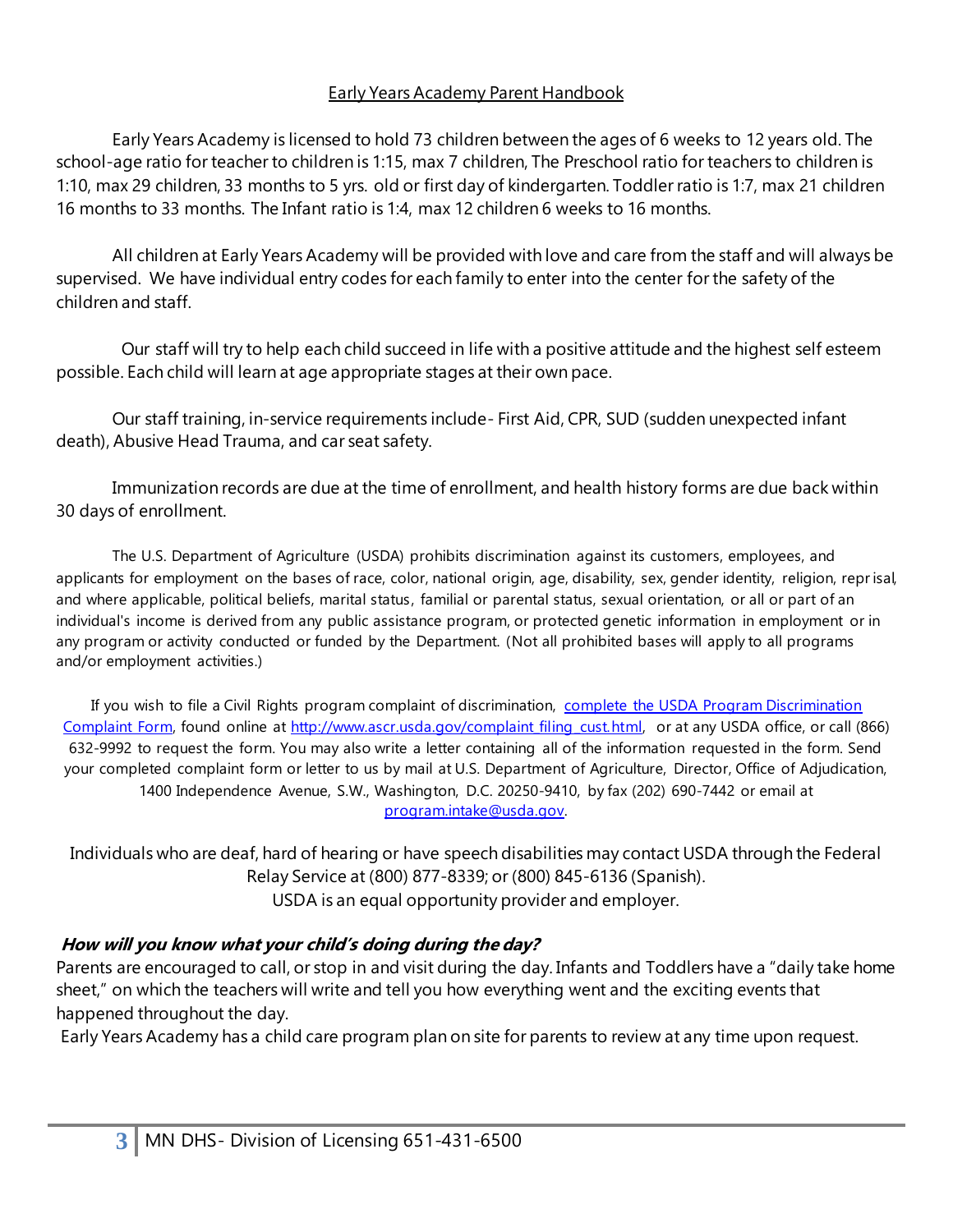Early Years Academy Parent Handbook

Early Years Academy is licensed to hold 73 children between the ages of 6 weeks to 12 years old. The school-age ratio for teacher to children is 1:15, max 7 children, The Preschool ratio for teachers to children is 1:10, max 29 children, 33 months to 5 yrs. old or first day of kindergarten. Toddler ratio is 1:7, max 21 children 16 months to 33 months. The Infant ratio is 1:4, max 12 children 6 weeks to 16 months.

All children at Early Years Academy will be provided with love and care from the staff and will always be supervised. We have individual entry codes for each family to enter into the center for the safety of the children and staff.

Our staff will try to help each child succeed in life with a positive attitude and the highest self esteem possible. Each child will learn at age appropriate stages at their own pace.

Our staff training, in-service requirements include- First Aid, CPR, SUD (sudden unexpected infant death), Abusive Head Trauma, and car seat safety.

Immunization records are due at the time of enrollment, and health history forms are due back within 30 days of enrollment.

The U.S. Department of Agriculture (USDA) prohibits discrimination against its customers, employees, and applicants for employment on the bases of race, color, national origin, age, disability, sex, gender identity, religion, reprisal, and where applicable, political beliefs, marital status, familial or parental status, sexual orientation, or all or part of an individual's income is derived from any public assistance program, or protected genetic information in employment or in any program or activity conducted or funded by the Department. (Not all prohibited bases will apply to all programs and/or employment activities.)

If you wish to file a Civil Rights program complaint of discrimination, [complete the USDA Program Discrimination Complaint Form](http://www.ascr.usda.gov/complaint_filing_cust.html), found online at [http://www.ascr.usda.gov/complaint_filing_cust.html](http://www.ascr.usda.gov/complaint_filing_cust.html), or at any USDA office, or call (866) 632-9992 to request the form. You may also write a letter containing all of the information requested in the form. Send your completed complaint form or letter to us by mail at U.S. Department of Agriculture, Director, Office of Adjudication, 1400 Independence Avenue, S.W., Washington, D.C. 20250-9410, by fax (202) 690-7442 or email at [program.intake@usda.gov](mailto:program.intake@usda.gov).

Individuals who are deaf, hard of hearing or have speech disabilities may contact USDA through the Federal Relay Service at (800) 877-8339; or (800) 845-6136 (Spanish).
USDA is an equal opportunity provider and employer.

***How will you know what your child's doing during the day?***

Parents are encouraged to call, or stop in and visit during the day. Infants and Toddlers have a "daily take home sheet," on which the teachers will write and tell you how everything went and the exciting events that happened throughout the day.

Early Years Academy has a child care program plan on site for parents to review at any time upon request.

MN DHS- Division of Licensing 651-431-6500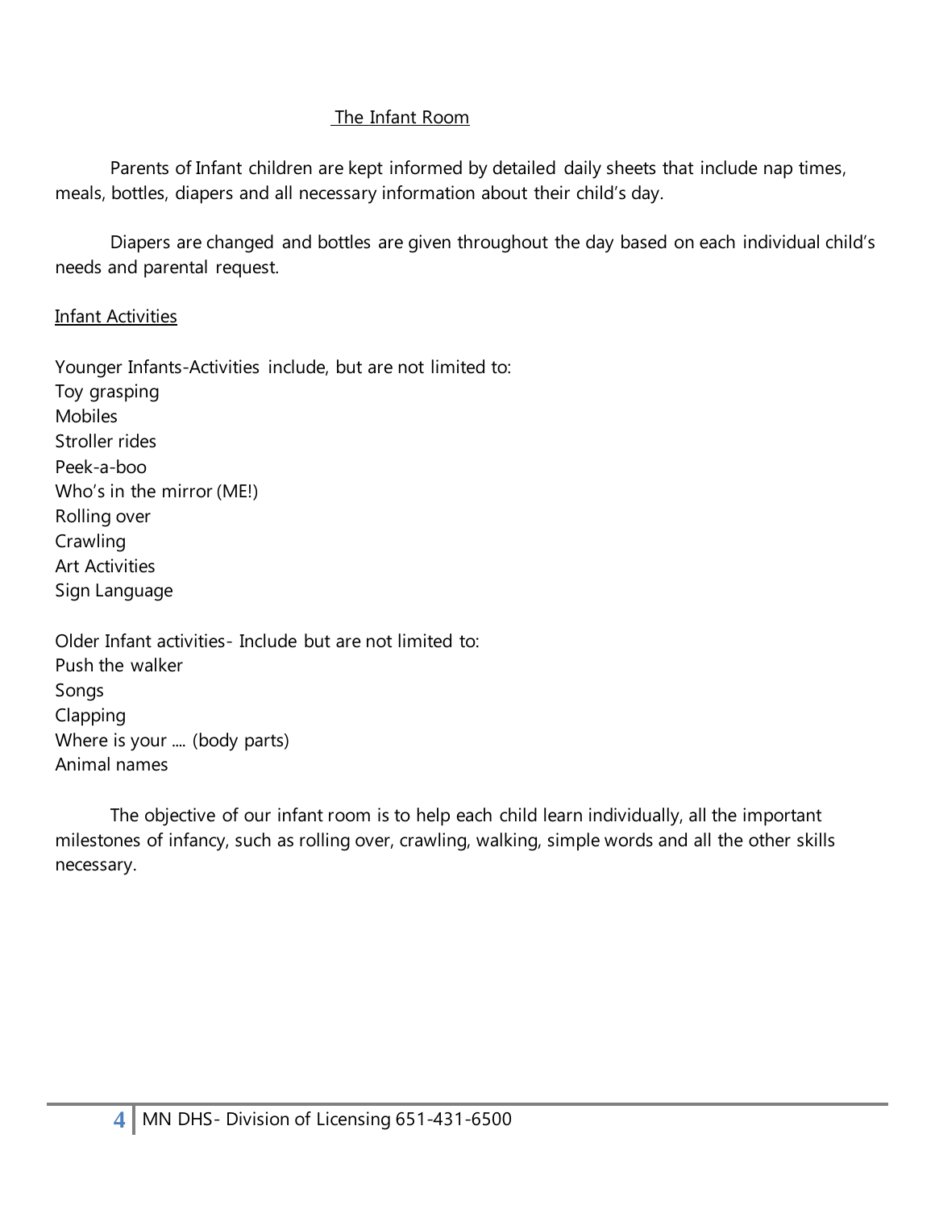## The Infant Room

Parents of Infant children are kept informed by detailed daily sheets that include nap times, meals, bottles, diapers and all necessary information about their child's day.

Diapers are changed and bottles are given throughout the day based on each individual child's needs and parental request.

### Infant Activities

Younger Infants-Activities include, but are not limited to:
Toy grasping
Mobiles
Stroller rides
Peek-a-boo
Who's in the mirror (ME!)
Rolling over
Crawling
Art Activities
Sign Language

Older Infant activities- Include but are not limited to:
Push the walker
Songs
Clapping
Where is your .... (body parts)
Animal names

The objective of our infant room is to help each child learn individually, all the important milestones of infancy, such as rolling over, crawling, walking, simple words and all the other skills necessary.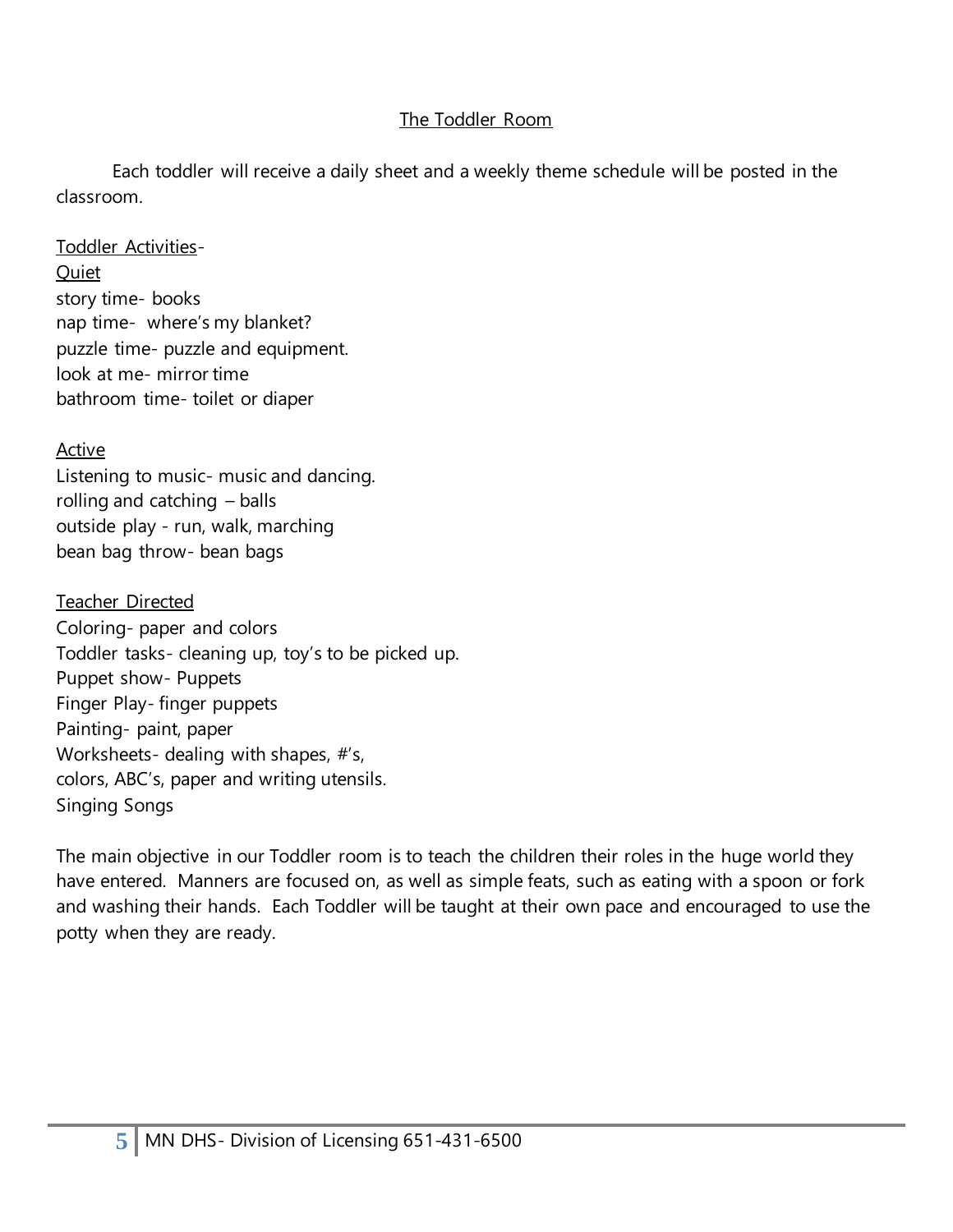## The Toddler Room

Each toddler will receive a daily sheet and a weekly theme schedule will be posted in the classroom.

Toddler Activities-

Quiet

story time- books
nap time- where's my blanket?
puzzle time- puzzle and equipment.
look at me- mirror time
bathroom time- toilet or diaper

Active

Listening to music- music and dancing.
rolling and catching – balls
outside play - run, walk, marching
bean bag throw- bean bags

Teacher Directed

Coloring- paper and colors
Toddler tasks- cleaning up, toy's to be picked up.
Puppet show- Puppets
Finger Play- finger puppets
Painting- paint, paper
Worksheets- dealing with shapes, #'s,
colors, ABC's, paper and writing utensils.
Singing Songs

The main objective in our Toddler room is to teach the children their roles in the huge world they have entered. Manners are focused on, as well as simple feats, such as eating with a spoon or fork and washing their hands. Each Toddler will be taught at their own pace and encouraged to use the potty when they are ready.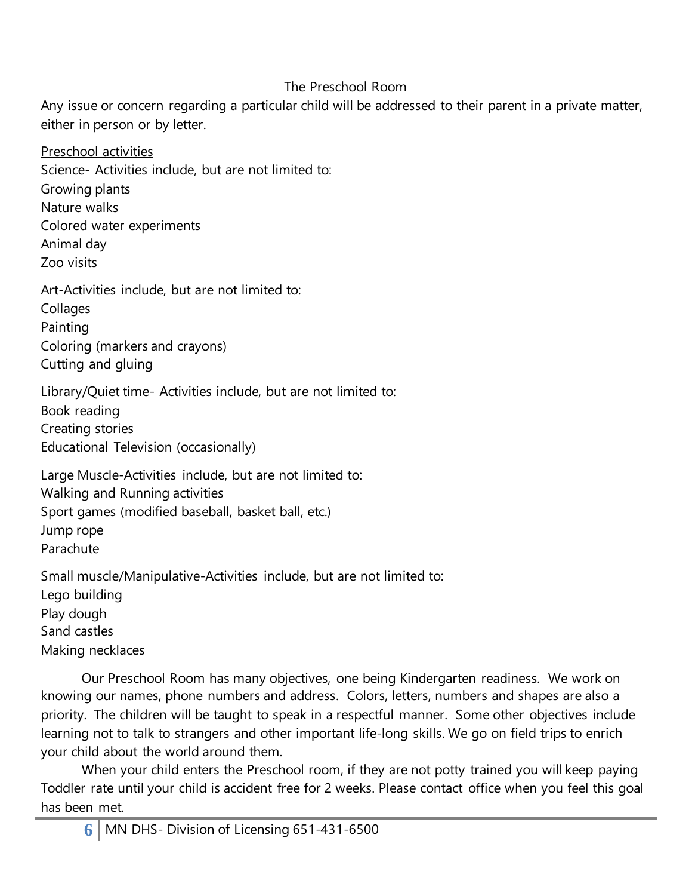## The Preschool Room

Any issue or concern regarding a particular child will be addressed to their parent in a private matter, either in person or by letter.

### Preschool activities

Science- Activities include, but are not limited to:
Growing plants
Nature walks
Colored water experiments
Animal day
Zoo visits

Art-Activities include, but are not limited to:
Collages
Painting
Coloring (markers and crayons)
Cutting and gluing

Library/Quiet time- Activities include, but are not limited to:
Book reading
Creating stories
Educational Television (occasionally)

Large Muscle-Activities include, but are not limited to:
Walking and Running activities
Sport games (modified baseball, basket ball, etc.)
Jump rope
Parachute

Small muscle/Manipulative-Activities include, but are not limited to:
Lego building
Play dough
Sand castles
Making necklaces

Our Preschool Room has many objectives, one being Kindergarten readiness. We work on knowing our names, phone numbers and address. Colors, letters, numbers and shapes are also a priority. The children will be taught to speak in a respectful manner. Some other objectives include learning not to talk to strangers and other important life-long skills. We go on field trips to enrich your child about the world around them.

When your child enters the Preschool room, if they are not potty trained you will keep paying Toddler rate until your child is accident free for 2 weeks. Please contact office when you feel this goal has been met.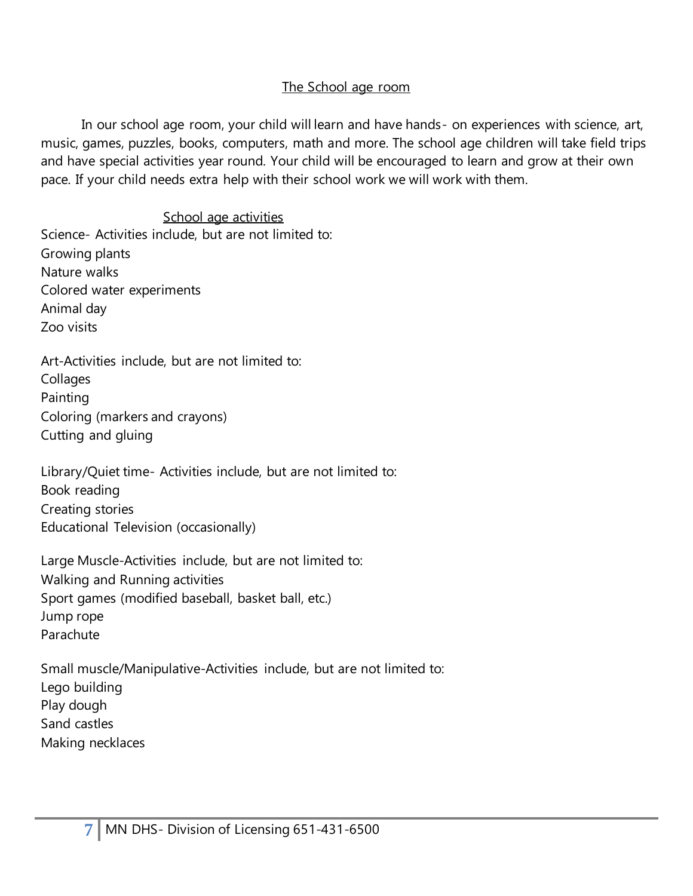## The School age room

In our school age room, your child will learn and have hands- on experiences with science, art, music, games, puzzles, books, computers, math and more. The school age children will take field trips and have special activities year round. Your child will be encouraged to learn and grow at their own pace. If your child needs extra help with their school work we will work with them.

### School age activities

Science- Activities include, but are not limited to:
Growing plants
Nature walks
Colored water experiments
Animal day
Zoo visits

Art-Activities include, but are not limited to:
Collages
Painting
Coloring (markers and crayons)
Cutting and gluing

Library/Quiet time- Activities include, but are not limited to:
Book reading
Creating stories
Educational Television (occasionally)

Large Muscle-Activities include, but are not limited to:
Walking and Running activities
Sport games (modified baseball, basket ball, etc.)
Jump rope
Parachute

Small muscle/Manipulative-Activities include, but are not limited to:
Lego building
Play dough
Sand castles
Making necklaces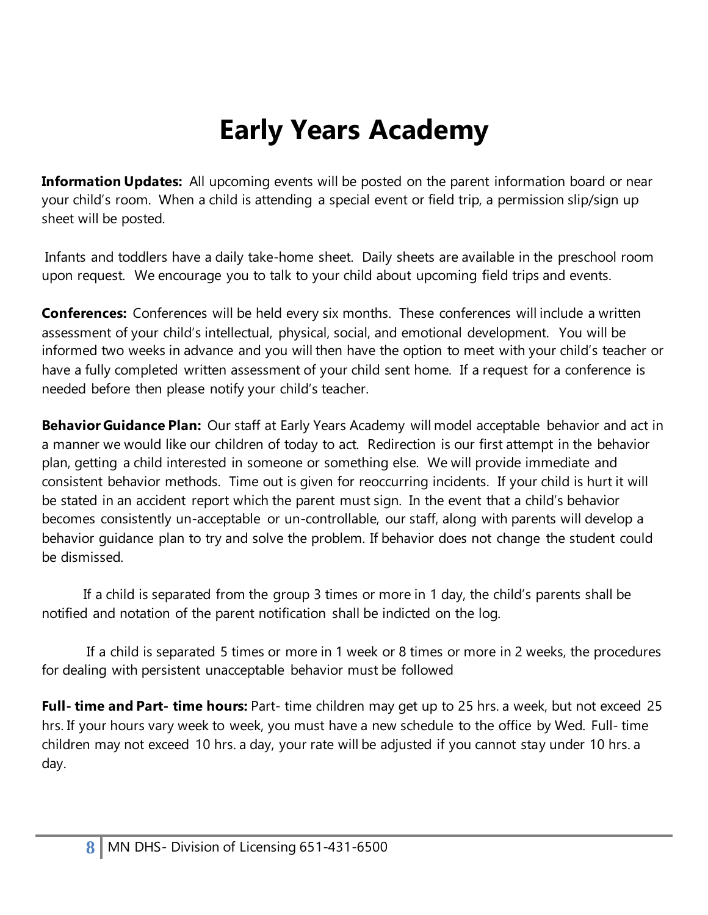# Early Years Academy

**Information Updates:** All upcoming events will be posted on the parent information board or near your child's room. When a child is attending a special event or field trip, a permission slip/sign up sheet will be posted.

Infants and toddlers have a daily take-home sheet. Daily sheets are available in the preschool room upon request. We encourage you to talk to your child about upcoming field trips and events.

**Conferences:** Conferences will be held every six months. These conferences will include a written assessment of your child's intellectual, physical, social, and emotional development. You will be informed two weeks in advance and you will then have the option to meet with your child's teacher or have a fully completed written assessment of your child sent home. If a request for a conference is needed before then please notify your child's teacher.

**Behavior Guidance Plan:** Our staff at Early Years Academy will model acceptable behavior and act in a manner we would like our children of today to act. Redirection is our first attempt in the behavior plan, getting a child interested in someone or something else. We will provide immediate and consistent behavior methods. Time out is given for reoccurring incidents. If your child is hurt it will be stated in an accident report which the parent must sign. In the event that a child's behavior becomes consistently un-acceptable or un-controllable, our staff, along with parents will develop a behavior guidance plan to try and solve the problem. If behavior does not change the student could be dismissed.

If a child is separated from the group 3 times or more in 1 day, the child's parents shall be notified and notation of the parent notification shall be indicted on the log.

If a child is separated 5 times or more in 1 week or 8 times or more in 2 weeks, the procedures for dealing with persistent unacceptable behavior must be followed

**Full- time and Part- time hours:** Part- time children may get up to 25 hrs. a week, but not exceed 25 hrs. If your hours vary week to week, you must have a new schedule to the office by Wed. Full- time children may not exceed 10 hrs. a day, your rate will be adjusted if you cannot stay under 10 hrs. a day.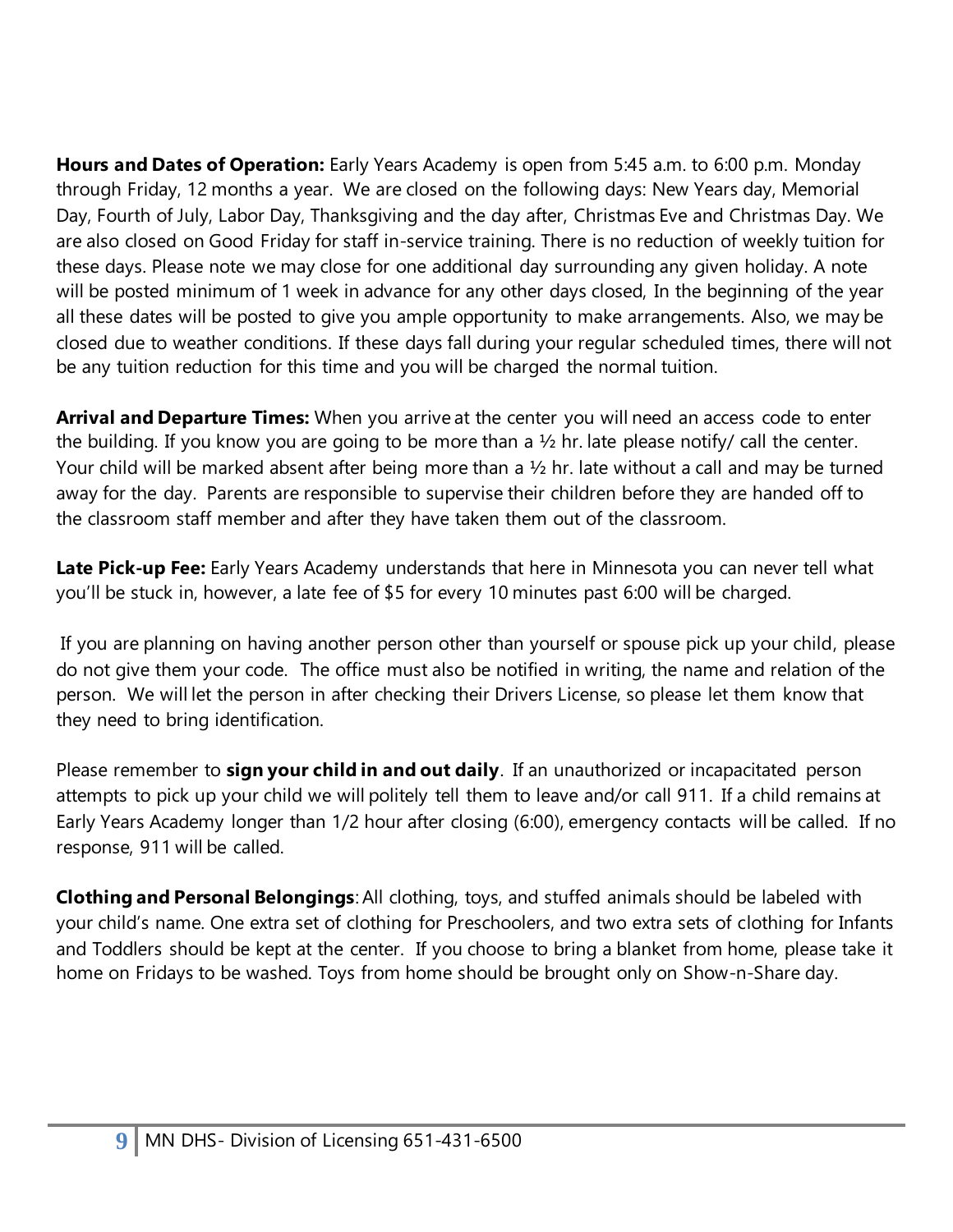**Hours and Dates of Operation:** Early Years Academy is open from 5:45 a.m. to 6:00 p.m. Monday through Friday, 12 months a year. We are closed on the following days: New Years day, Memorial Day, Fourth of July, Labor Day, Thanksgiving and the day after, Christmas Eve and Christmas Day. We are also closed on Good Friday for staff in-service training. There is no reduction of weekly tuition for these days. Please note we may close for one additional day surrounding any given holiday. A note will be posted minimum of 1 week in advance for any other days closed, In the beginning of the year all these dates will be posted to give you ample opportunity to make arrangements. Also, we may be closed due to weather conditions. If these days fall during your regular scheduled times, there will not be any tuition reduction for this time and you will be charged the normal tuition.

**Arrival and Departure Times:** When you arrive at the center you will need an access code to enter the building. If you know you are going to be more than a ½ hr. late please notify/ call the center. Your child will be marked absent after being more than a ½ hr. late without a call and may be turned away for the day. Parents are responsible to supervise their children before they are handed off to the classroom staff member and after they have taken them out of the classroom.

**Late Pick-up Fee:** Early Years Academy understands that here in Minnesota you can never tell what you'll be stuck in, however, a late fee of $5 for every 10 minutes past 6:00 will be charged.

If you are planning on having another person other than yourself or spouse pick up your child, please do not give them your code. The office must also be notified in writing, the name and relation of the person. We will let the person in after checking their Drivers License, so please let them know that they need to bring identification.

Please remember to **sign your child in and out daily**. If an unauthorized or incapacitated person attempts to pick up your child we will politely tell them to leave and/or call 911. If a child remains at Early Years Academy longer than 1/2 hour after closing (6:00), emergency contacts will be called. If no response, 911 will be called.

**Clothing and Personal Belongings**: All clothing, toys, and stuffed animals should be labeled with your child's name. One extra set of clothing for Preschoolers, and two extra sets of clothing for Infants and Toddlers should be kept at the center. If you choose to bring a blanket from home, please take it home on Fridays to be washed. Toys from home should be brought only on Show-n-Share day.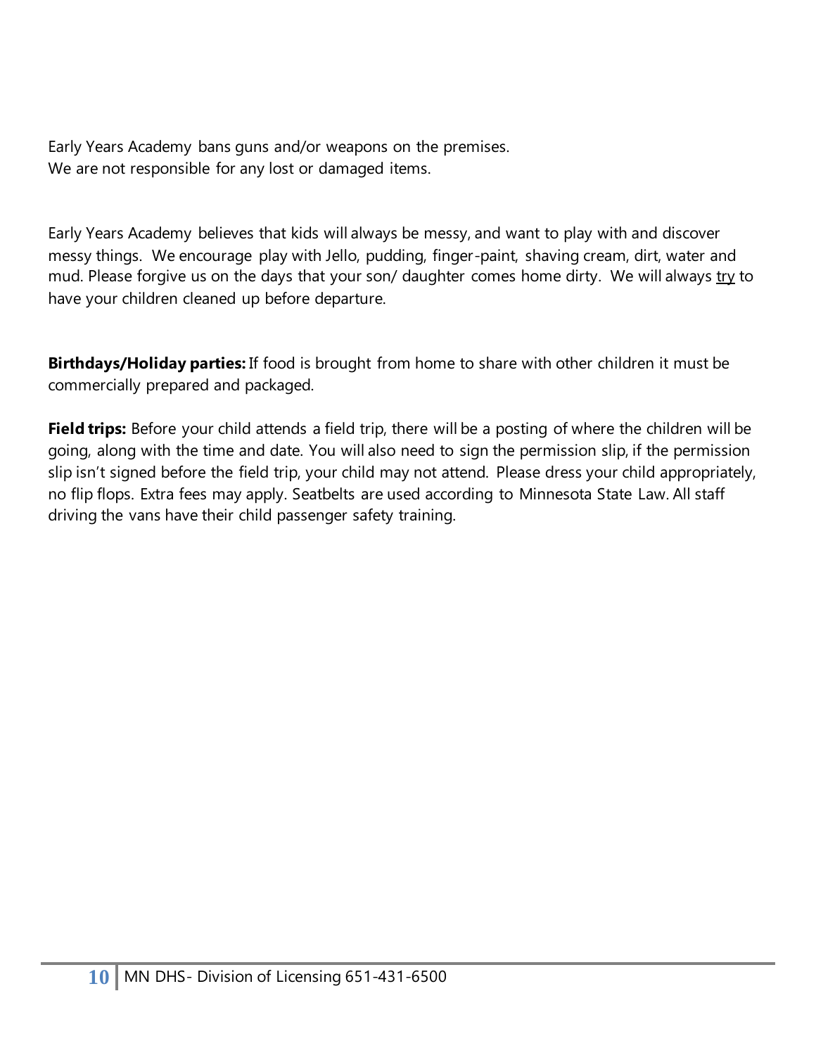Early Years Academy bans guns and/or weapons on the premises.
We are not responsible for any lost or damaged items.

Early Years Academy believes that kids will always be messy, and want to play with and discover messy things. We encourage play with Jello, pudding, finger-paint, shaving cream, dirt, water and mud. Please forgive us on the days that your son/ daughter comes home dirty. We will always <u>try</u> to have your children cleaned up before departure.

**Birthdays/Holiday parties:** If food is brought from home to share with other children it must be commercially prepared and packaged.

**Field trips:** Before your child attends a field trip, there will be a posting of where the children will be going, along with the time and date. You will also need to sign the permission slip, if the permission slip isn't signed before the field trip, your child may not attend. Please dress your child appropriately, no flip flops. Extra fees may apply. Seatbelts are used according to Minnesota State Law. All staff driving the vans have their child passenger safety training.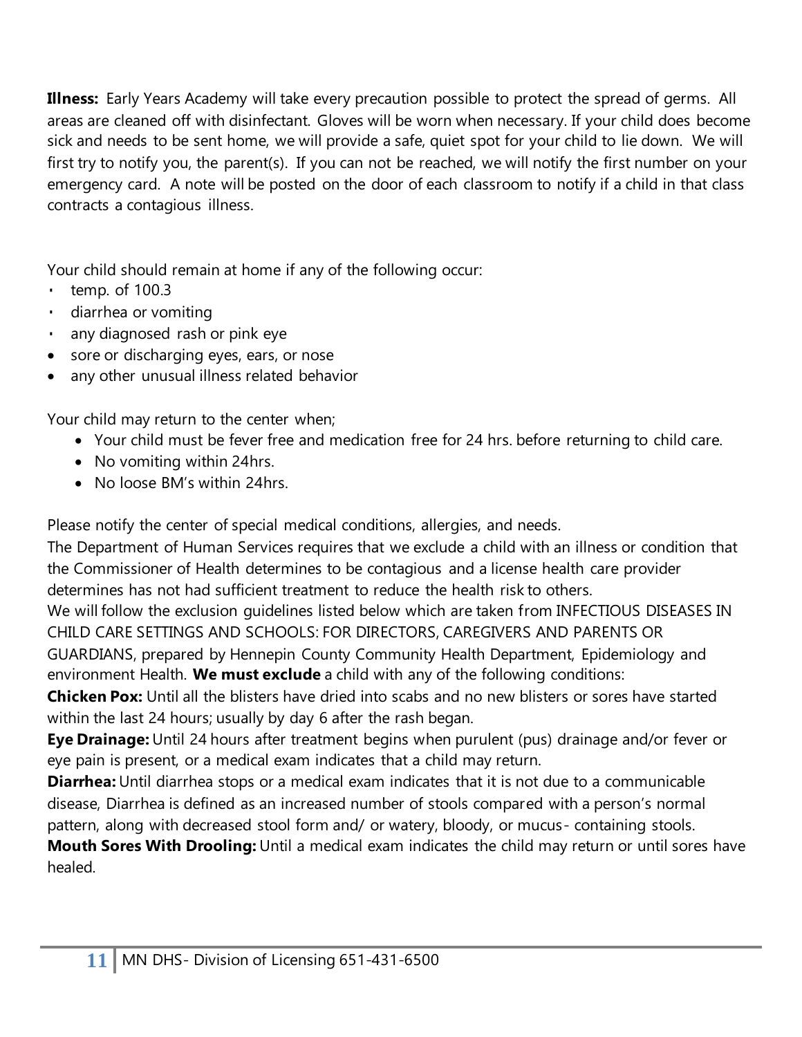**Illness:** Early Years Academy will take every precaution possible to protect the spread of germs. All areas are cleaned off with disinfectant. Gloves will be worn when necessary. If your child does become sick and needs to be sent home, we will provide a safe, quiet spot for your child to lie down. We will first try to notify you, the parent(s). If you can not be reached, we will notify the first number on your emergency card. A note will be posted on the door of each classroom to notify if a child in that class contracts a contagious illness.

Your child should remain at home if any of the following occur:

- temp. of 100.3
- diarrhea or vomiting
- any diagnosed rash or pink eye
- sore or discharging eyes, ears, or nose
- any other unusual illness related behavior

Your child may return to the center when;

- Your child must be fever free and medication free for 24 hrs. before returning to child care.
- No vomiting within 24hrs.
- No loose BM's within 24hrs.

Please notify the center of special medical conditions, allergies, and needs.
The Department of Human Services requires that we exclude a child with an illness or condition that the Commissioner of Health determines to be contagious and a license health care provider determines has not had sufficient treatment to reduce the health risk to others.
We will follow the exclusion guidelines listed below which are taken from INFECTIOUS DISEASES IN CHILD CARE SETTINGS AND SCHOOLS: FOR DIRECTORS, CAREGIVERS AND PARENTS OR GUARDIANS, prepared by Hennepin County Community Health Department, Epidemiology and environment Health. **We must exclude** a child with any of the following conditions:
**Chicken Pox:** Until all the blisters have dried into scabs and no new blisters or sores have started within the last 24 hours; usually by day 6 after the rash began.
**Eye Drainage:** Until 24 hours after treatment begins when purulent (pus) drainage and/or fever or eye pain is present, or a medical exam indicates that a child may return.
**Diarrhea:** Until diarrhea stops or a medical exam indicates that it is not due to a communicable disease, Diarrhea is defined as an increased number of stools compared with a person's normal pattern, along with decreased stool form and/ or watery, bloody, or mucus- containing stools.
**Mouth Sores With Drooling:** Until a medical exam indicates the child may return or until sores have healed.

MN DHS- Division of Licensing 651-431-6500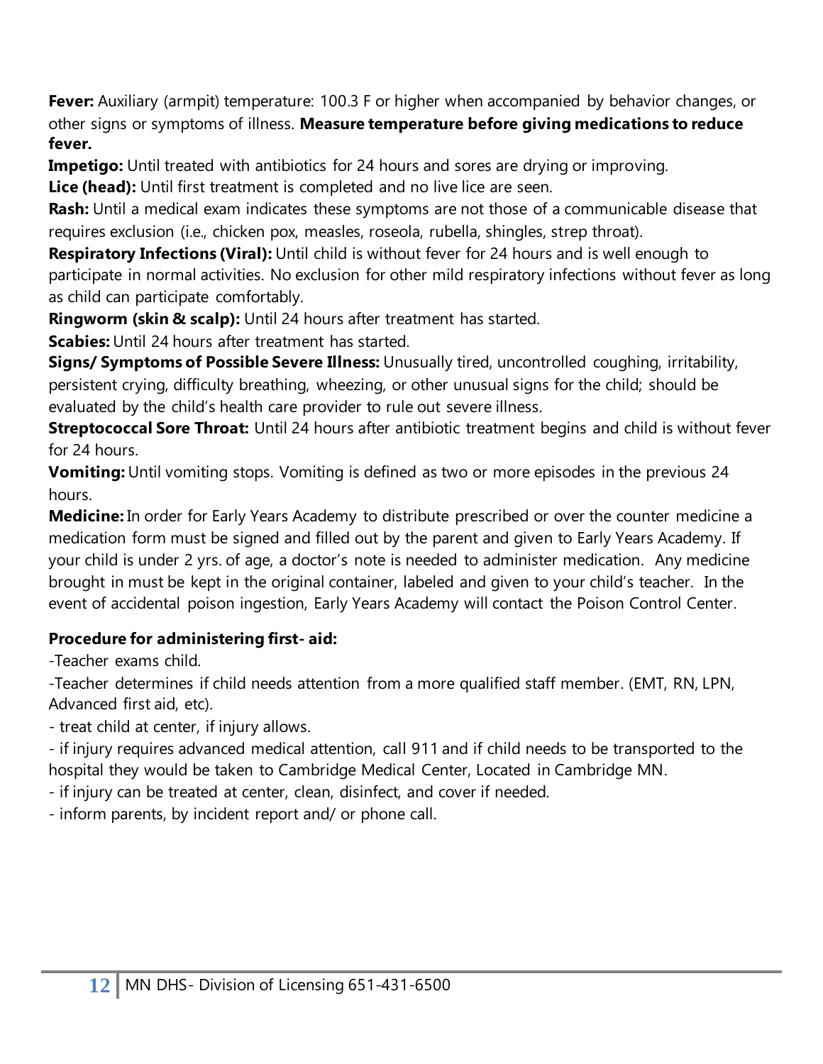**Fever:** Auxiliary (armpit) temperature: 100.3 F or higher when accompanied by behavior changes, or other signs or symptoms of illness. **Measure temperature before giving medications to reduce fever.**

**Impetigo:** Until treated with antibiotics for 24 hours and sores are drying or improving.

**Lice (head):** Until first treatment is completed and no live lice are seen.

**Rash:** Until a medical exam indicates these symptoms are not those of a communicable disease that requires exclusion (i.e., chicken pox, measles, roseola, rubella, shingles, strep throat).

**Respiratory Infections (Viral):** Until child is without fever for 24 hours and is well enough to participate in normal activities. No exclusion for other mild respiratory infections without fever as long as child can participate comfortably.

**Ringworm (skin & scalp):** Until 24 hours after treatment has started.

**Scabies:** Until 24 hours after treatment has started.

**Signs/ Symptoms of Possible Severe Illness:** Unusually tired, uncontrolled coughing, irritability, persistent crying, difficulty breathing, wheezing, or other unusual signs for the child; should be evaluated by the child's health care provider to rule out severe illness.

**Streptococcal Sore Throat:** Until 24 hours after antibiotic treatment begins and child is without fever for 24 hours.

**Vomiting:** Until vomiting stops. Vomiting is defined as two or more episodes in the previous 24 hours.

**Medicine:** In order for Early Years Academy to distribute prescribed or over the counter medicine a medication form must be signed and filled out by the parent and given to Early Years Academy. If your child is under 2 yrs. of age, a doctor's note is needed to administer medication. Any medicine brought in must be kept in the original container, labeled and given to your child's teacher. In the event of accidental poison ingestion, Early Years Academy will contact the Poison Control Center.

**Procedure for administering first- aid:**

-Teacher exams child.

-Teacher determines if child needs attention from a more qualified staff member. (EMT, RN, LPN, Advanced first aid, etc).

- treat child at center, if injury allows.
- if injury requires advanced medical attention, call 911 and if child needs to be transported to the hospital they would be taken to Cambridge Medical Center, Located in Cambridge MN.
- if injury can be treated at center, clean, disinfect, and cover if needed.
- inform parents, by incident report and/ or phone call.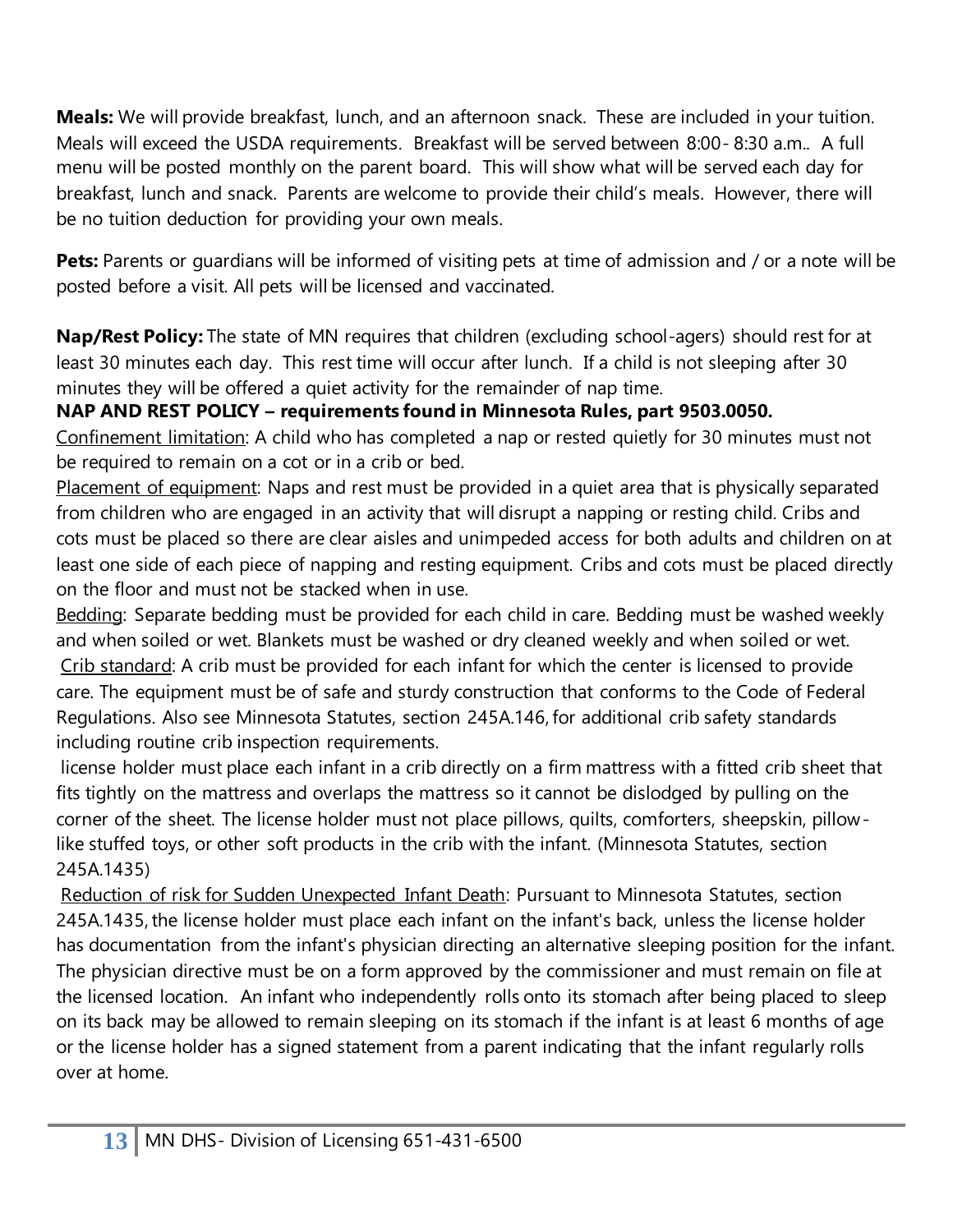**Meals:** We will provide breakfast, lunch, and an afternoon snack. These are included in your tuition. Meals will exceed the USDA requirements. Breakfast will be served between 8:00- 8:30 a.m.. A full menu will be posted monthly on the parent board. This will show what will be served each day for breakfast, lunch and snack. Parents are welcome to provide their child's meals. However, there will be no tuition deduction for providing your own meals.

**Pets:** Parents or guardians will be informed of visiting pets at time of admission and / or a note will be posted before a visit. All pets will be licensed and vaccinated.

**Nap/Rest Policy:** The state of MN requires that children (excluding school-agers) should rest for at least 30 minutes each day. This rest time will occur after lunch. If a child is not sleeping after 30 minutes they will be offered a quiet activity for the remainder of nap time.

**NAP AND REST POLICY – requirements found in Minnesota Rules, part 9503.0050.**

<u>Confinement limitation</u>: A child who has completed a nap or rested quietly for 30 minutes must not be required to remain on a cot or in a crib or bed.

<u>Placement of equipment</u>: Naps and rest must be provided in a quiet area that is physically separated from children who are engaged in an activity that will disrupt a napping or resting child. Cribs and cots must be placed so there are clear aisles and unimpeded access for both adults and children on at least one side of each piece of napping and resting equipment. Cribs and cots must be placed directly on the floor and must not be stacked when in use.

<u>Bedding</u>: Separate bedding must be provided for each child in care. Bedding must be washed weekly and when soiled or wet. Blankets must be washed or dry cleaned weekly and when soiled or wet.

<u>Crib standard</u>: A crib must be provided for each infant for which the center is licensed to provide care. The equipment must be of safe and sturdy construction that conforms to the Code of Federal Regulations. Also see Minnesota Statutes, section 245A.146, for additional crib safety standards including routine crib inspection requirements.

license holder must place each infant in a crib directly on a firm mattress with a fitted crib sheet that fits tightly on the mattress and overlaps the mattress so it cannot be dislodged by pulling on the corner of the sheet. The license holder must not place pillows, quilts, comforters, sheepskin, pillow-like stuffed toys, or other soft products in the crib with the infant. (Minnesota Statutes, section 245A.1435)

<u>Reduction of risk for Sudden Unexpected Infant Death</u>: Pursuant to Minnesota Statutes, section 245A.1435, the license holder must place each infant on the infant's back, unless the license holder has documentation from the infant's physician directing an alternative sleeping position for the infant. The physician directive must be on a form approved by the commissioner and must remain on file at the licensed location. An infant who independently rolls onto its stomach after being placed to sleep on its back may be allowed to remain sleeping on its stomach if the infant is at least 6 months of age or the license holder has a signed statement from a parent indicating that the infant regularly rolls over at home.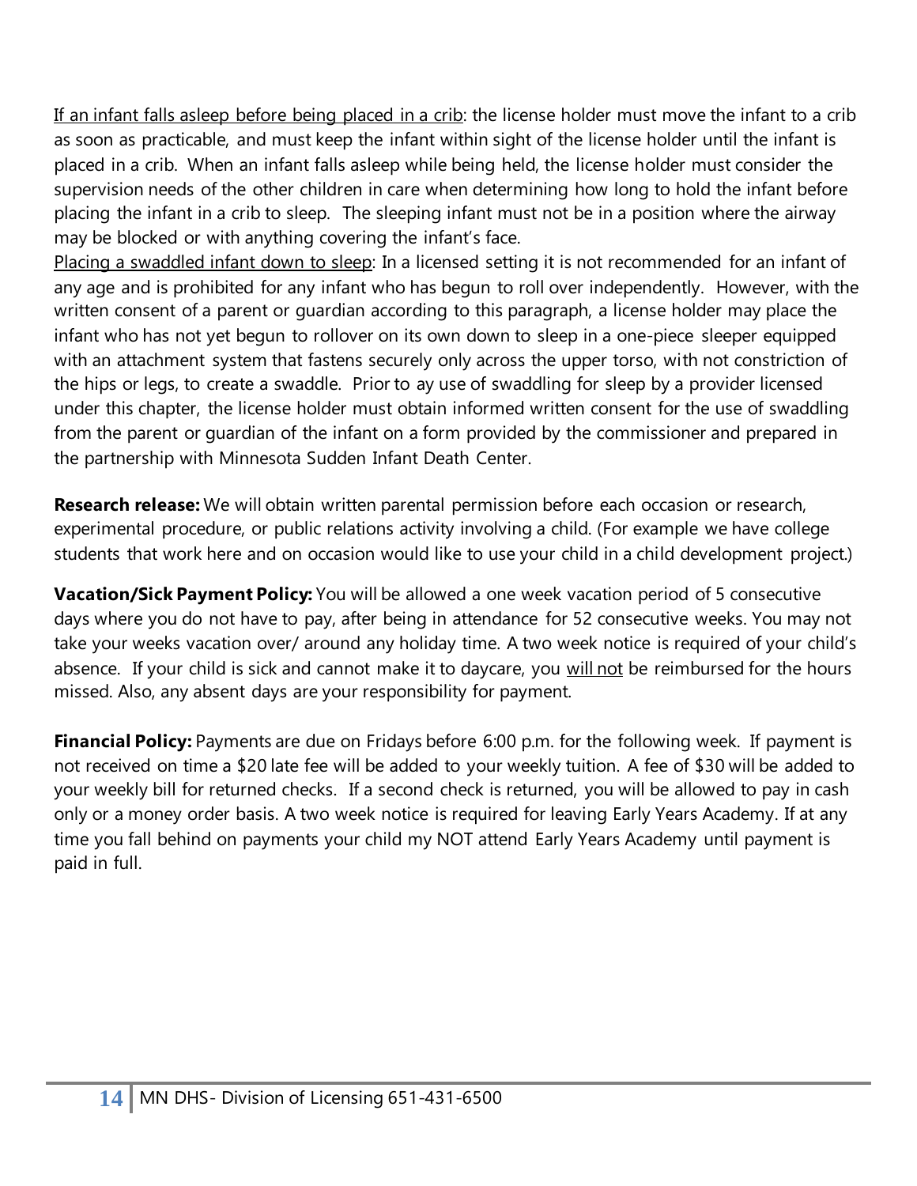If an infant falls asleep before being placed in a crib: the license holder must move the infant to a crib as soon as practicable, and must keep the infant within sight of the license holder until the infant is placed in a crib. When an infant falls asleep while being held, the license holder must consider the supervision needs of the other children in care when determining how long to hold the infant before placing the infant in a crib to sleep. The sleeping infant must not be in a position where the airway may be blocked or with anything covering the infant's face.

Placing a swaddled infant down to sleep: In a licensed setting it is not recommended for an infant of any age and is prohibited for any infant who has begun to roll over independently. However, with the written consent of a parent or guardian according to this paragraph, a license holder may place the infant who has not yet begun to rollover on its own down to sleep in a one-piece sleeper equipped with an attachment system that fastens securely only across the upper torso, with not constriction of the hips or legs, to create a swaddle. Prior to ay use of swaddling for sleep by a provider licensed under this chapter, the license holder must obtain informed written consent for the use of swaddling from the parent or guardian of the infant on a form provided by the commissioner and prepared in the partnership with Minnesota Sudden Infant Death Center.

**Research release:** We will obtain written parental permission before each occasion or research, experimental procedure, or public relations activity involving a child. (For example we have college students that work here and on occasion would like to use your child in a child development project.)

**Vacation/Sick Payment Policy:** You will be allowed a one week vacation period of 5 consecutive days where you do not have to pay, after being in attendance for 52 consecutive weeks. You may not take your weeks vacation over/ around any holiday time. A two week notice is required of your child's absence. If your child is sick and cannot make it to daycare, you will not be reimbursed for the hours missed. Also, any absent days are your responsibility for payment.

**Financial Policy:** Payments are due on Fridays before 6:00 p.m. for the following week. If payment is not received on time a $20 late fee will be added to your weekly tuition. A fee of $30 will be added to your weekly bill for returned checks. If a second check is returned, you will be allowed to pay in cash only or a money order basis. A two week notice is required for leaving Early Years Academy. If at any time you fall behind on payments your child my NOT attend Early Years Academy until payment is paid in full.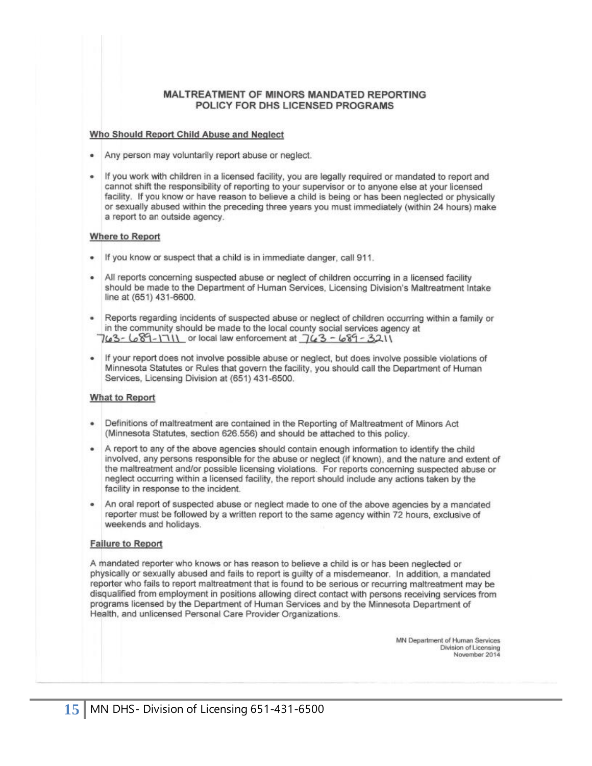# MALTREATMENT OF MINORS MANDATED REPORTING POLICY FOR DHS LICENSED PROGRAMS

## Who Should Report Child Abuse and Neglect

- Any person may voluntarily report abuse or neglect.
- If you work with children in a licensed facility, you are legally required or mandated to report and cannot shift the responsibility of reporting to your supervisor or to anyone else at your licensed facility. If you know or have reason to believe a child is being or has been neglected or physically or sexually abused within the preceding three years you must immediately (within 24 hours) make a report to an outside agency.

## Where to Report

- If you know or suspect that a child is in immediate danger, call 911.
- All reports concerning suspected abuse or neglect of children occurring in a licensed facility should be made to the Department of Human Services, Licensing Division's Maltreatment Intake line at (651) 431-6600.
- Reports regarding incidents of suspected abuse or neglect of children occurring within a family or in the community should be made to the local county social services agency at 763-689-1711 or local law enforcement at 763-689-3211
- If your report does not involve possible abuse or neglect, but does involve possible violations of Minnesota Statutes or Rules that govern the facility, you should call the Department of Human Services, Licensing Division at (651) 431-6500.

## What to Report

- Definitions of maltreatment are contained in the Reporting of Maltreatment of Minors Act (Minnesota Statutes, section 626.556) and should be attached to this policy.
- A report to any of the above agencies should contain enough information to identify the child involved, any persons responsible for the abuse or neglect (if known), and the nature and extent of the maltreatment and/or possible licensing violations. For reports concerning suspected abuse or neglect occurring within a licensed facility, the report should include any actions taken by the facility in response to the incident.
- An oral report of suspected abuse or neglect made to one of the above agencies by a mandated reporter must be followed by a written report to the same agency within 72 hours, exclusive of weekends and holidays.

## Failure to Report

A mandated reporter who knows or has reason to believe a child is or has been neglected or physically or sexually abused and fails to report is guilty of a misdemeanor. In addition, a mandated reporter who fails to report maltreatment that is found to be serious or recurring maltreatment may be disqualified from employment in positions allowing direct contact with persons receiving services from programs licensed by the Department of Human Services and by the Minnesota Department of Health, and unlicensed Personal Care Provider Organizations.

MN Department of Human Services
Division of Licensing
November 2014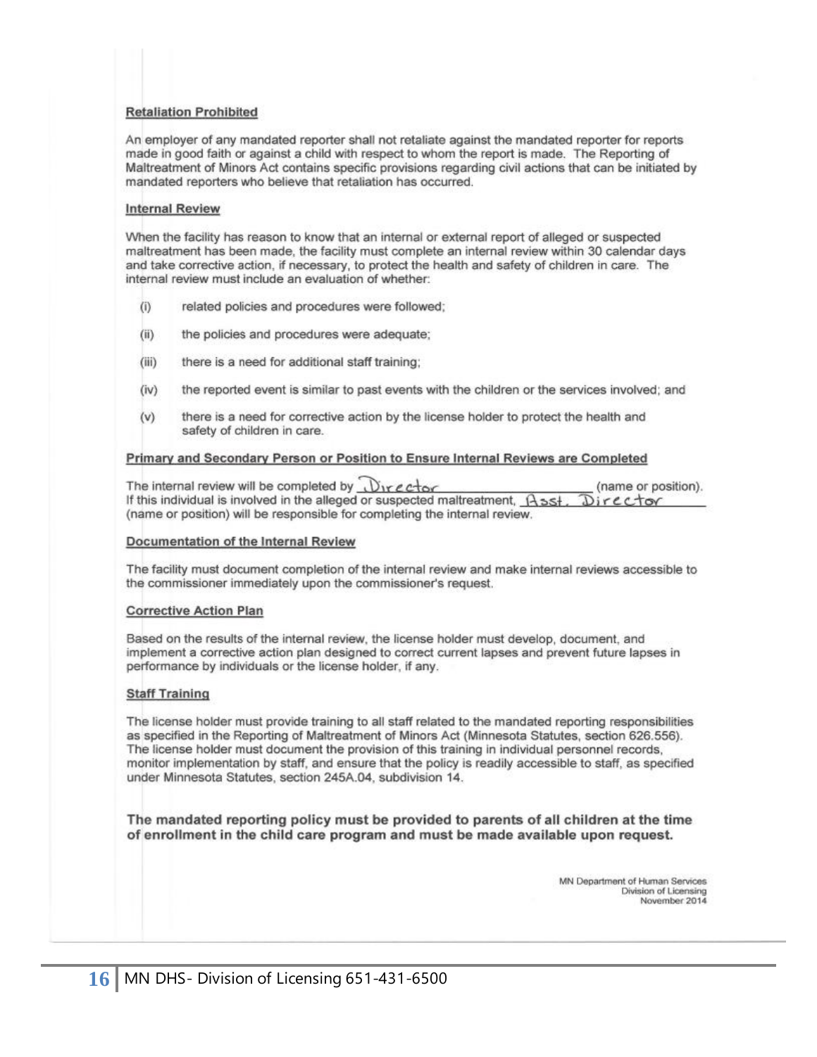**Retaliation Prohibited**

An employer of any mandated reporter shall not retaliate against the mandated reporter for reports made in good faith or against a child with respect to whom the report is made. The Reporting of Maltreatment of Minors Act contains specific provisions regarding civil actions that can be initiated by mandated reporters who believe that retaliation has occurred.

**Internal Review**

When the facility has reason to know that an internal or external report of alleged or suspected maltreatment has been made, the facility must complete an internal review within 30 calendar days and take corrective action, if necessary, to protect the health and safety of children in care. The internal review must include an evaluation of whether:

(i) related policies and procedures were followed;

(ii) the policies and procedures were adequate;

(iii) there is a need for additional staff training;

(iv) the reported event is similar to past events with the children or the services involved; and

(v) there is a need for corrective action by the license holder to protect the health and safety of children in care.

**Primary and Secondary Person or Position to Ensure Internal Reviews are Completed**

The internal review will be completed by Director (name or position). If this individual is involved in the alleged or suspected maltreatment, Asst. Director (name or position) will be responsible for completing the internal review.

**Documentation of the Internal Review**

The facility must document completion of the internal review and make internal reviews accessible to the commissioner immediately upon the commissioner's request.

**Corrective Action Plan**

Based on the results of the internal review, the license holder must develop, document, and implement a corrective action plan designed to correct current lapses and prevent future lapses in performance by individuals or the license holder, if any.

**Staff Training**

The license holder must provide training to all staff related to the mandated reporting responsibilities as specified in the Reporting of Maltreatment of Minors Act (Minnesota Statutes, section 626.556). The license holder must document the provision of this training in individual personnel records, monitor implementation by staff, and ensure that the policy is readily accessible to staff, as specified under Minnesota Statutes, section 245A.04, subdivision 14.

**The mandated reporting policy must be provided to parents of all children at the time of enrollment in the child care program and must be made available upon request.**

MN Department of Human Services
Division of Licensing
November 2014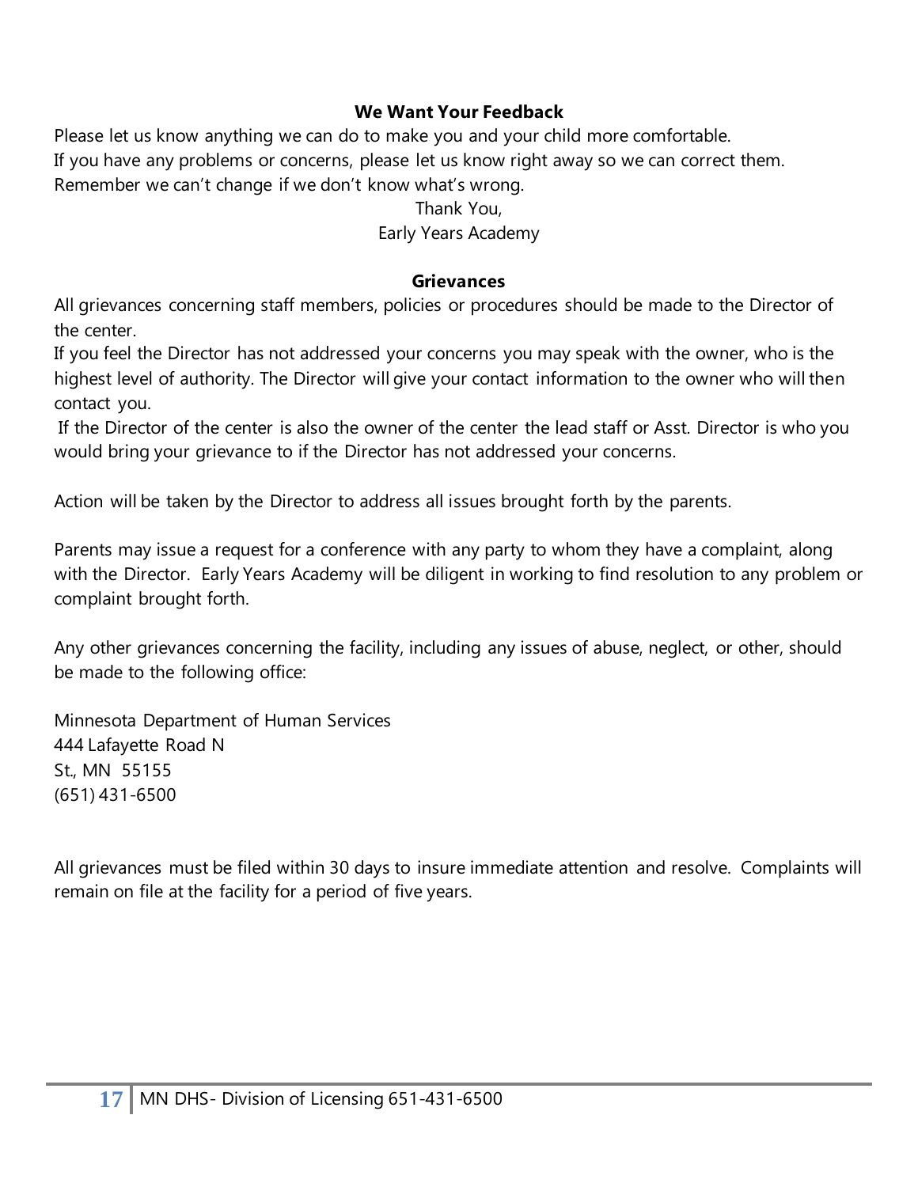**We Want Your Feedback**

Please let us know anything we can do to make you and your child more comfortable.
If you have any problems or concerns, please let us know right away so we can correct them.
Remember we can't change if we don't know what's wrong.

Thank You,
Early Years Academy

**Grievances**

All grievances concerning staff members, policies or procedures should be made to the Director of the center.
If you feel the Director has not addressed your concerns you may speak with the owner, who is the highest level of authority. The Director will give your contact information to the owner who will then contact you.
If the Director of the center is also the owner of the center the lead staff or Asst. Director is who you would bring your grievance to if the Director has not addressed your concerns.

Action will be taken by the Director to address all issues brought forth by the parents.

Parents may issue a request for a conference with any party to whom they have a complaint, along with the Director. Early Years Academy will be diligent in working to find resolution to any problem or complaint brought forth.

Any other grievances concerning the facility, including any issues of abuse, neglect, or other, should be made to the following office:

Minnesota Department of Human Services
444 Lafayette Road N
St., MN 55155
(651) 431-6500

All grievances must be filed within 30 days to insure immediate attention and resolve. Complaints will remain on file at the facility for a period of five years.